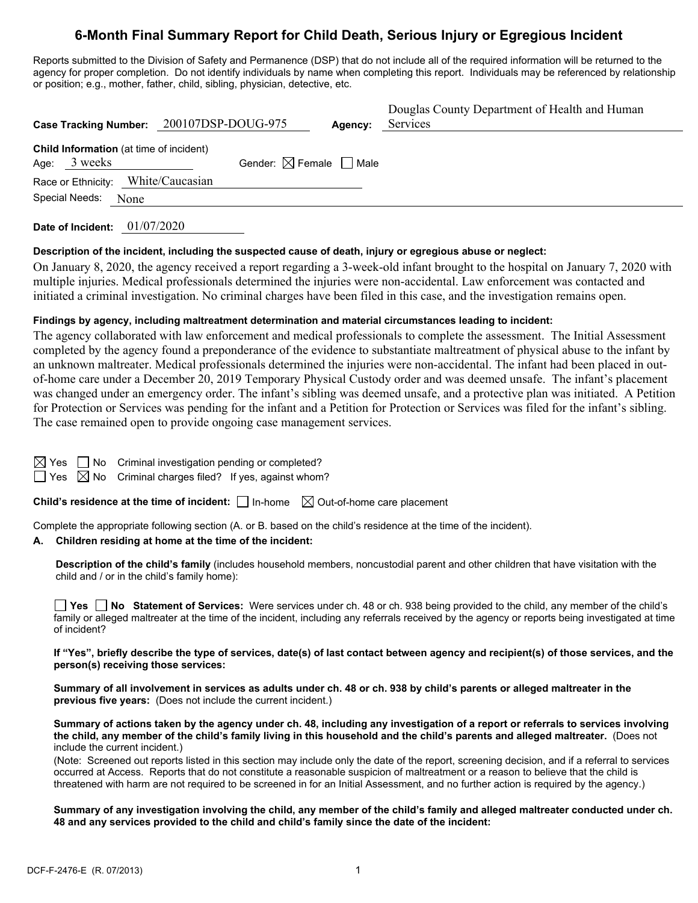# 6-Month Final Summary Report for Child Death, Serious Injury or Egregious Incident

Reports submitted to the Division of Safety and Permanence (DSP) that do not include all of the required information will be returned to the agency for proper completion. Do not identify individuals by name when completing this report. Individuals may be referenced by relationship or position; e.g., mother, father, child, sibling, physician, detective, etc.

**Case Tracking Number:** 200107DSP-DOUG-975 **Agency:** Douglas County Department of Health and Human Services

**Child Information** (at time of incident)

Age: 3 weeks Gender: ☒ Female ☐ Male

Race or Ethnicity: White/Caucasian

Special Needs: None

**Date of Incident:** 01/07/2020

**Description of the incident, including the suspected cause of death, injury or egregious abuse or neglect:**

On January 8, 2020, the agency received a report regarding a 3-week-old infant brought to the hospital on January 7, 2020 with multiple injuries. Medical professionals determined the injuries were non-accidental. Law enforcement was contacted and initiated a criminal investigation. No criminal charges have been filed in this case, and the investigation remains open.

**Findings by agency, including maltreatment determination and material circumstances leading to incident:**

The agency collaborated with law enforcement and medical professionals to complete the assessment. The Initial Assessment completed by the agency found a preponderance of the evidence to substantiate maltreatment of physical abuse to the infant by an unknown maltreater. Medical professionals determined the injuries were non-accidental. The infant had been placed in out-of-home care under a December 20, 2019 Temporary Physical Custody order and was deemed unsafe. The infant's placement was changed under an emergency order. The infant's sibling was deemed unsafe, and a protective plan was initiated. A Petition for Protection or Services was pending for the infant and a Petition for Protection or Services was filed for the infant's sibling. The case remained open to provide ongoing case management services.

☒ Yes ☐ No Criminal investigation pending or completed?

☐ Yes ☒ No Criminal charges filed? If yes, against whom?

**Child's residence at the time of incident:** ☐ In-home ☒ Out-of-home care placement

Complete the appropriate following section (A. or B. based on the child's residence at the time of the incident).

**A. Children residing at home at the time of the incident:**

**Description of the child's family** (includes household members, noncustodial parent and other children that have visitation with the child and / or in the child's family home):

☐ **Yes** ☐ **No Statement of Services:** Were services under ch. 48 or ch. 938 being provided to the child, any member of the child's family or alleged maltreater at the time of the incident, including any referrals received by the agency or reports being investigated at time of incident?

**If "Yes", briefly describe the type of services, date(s) of last contact between agency and recipient(s) of those services, and the person(s) receiving those services:**

**Summary of all involvement in services as adults under ch. 48 or ch. 938 by child's parents or alleged maltreater in the previous five years:** (Does not include the current incident.)

**Summary of actions taken by the agency under ch. 48, including any investigation of a report or referrals to services involving the child, any member of the child's family living in this household and the child's parents and alleged maltreater.** (Does not include the current incident.)

(Note: Screened out reports listed in this section may include only the date of the report, screening decision, and if a referral to services occurred at Access. Reports that do not constitute a reasonable suspicion of maltreatment or a reason to believe that the child is threatened with harm are not required to be screened in for an Initial Assessment, and no further action is required by the agency.)

**Summary of any investigation involving the child, any member of the child's family and alleged maltreater conducted under ch. 48 and any services provided to the child and child's family since the date of the incident:**

DCF-F-2476-E (R. 07/2013)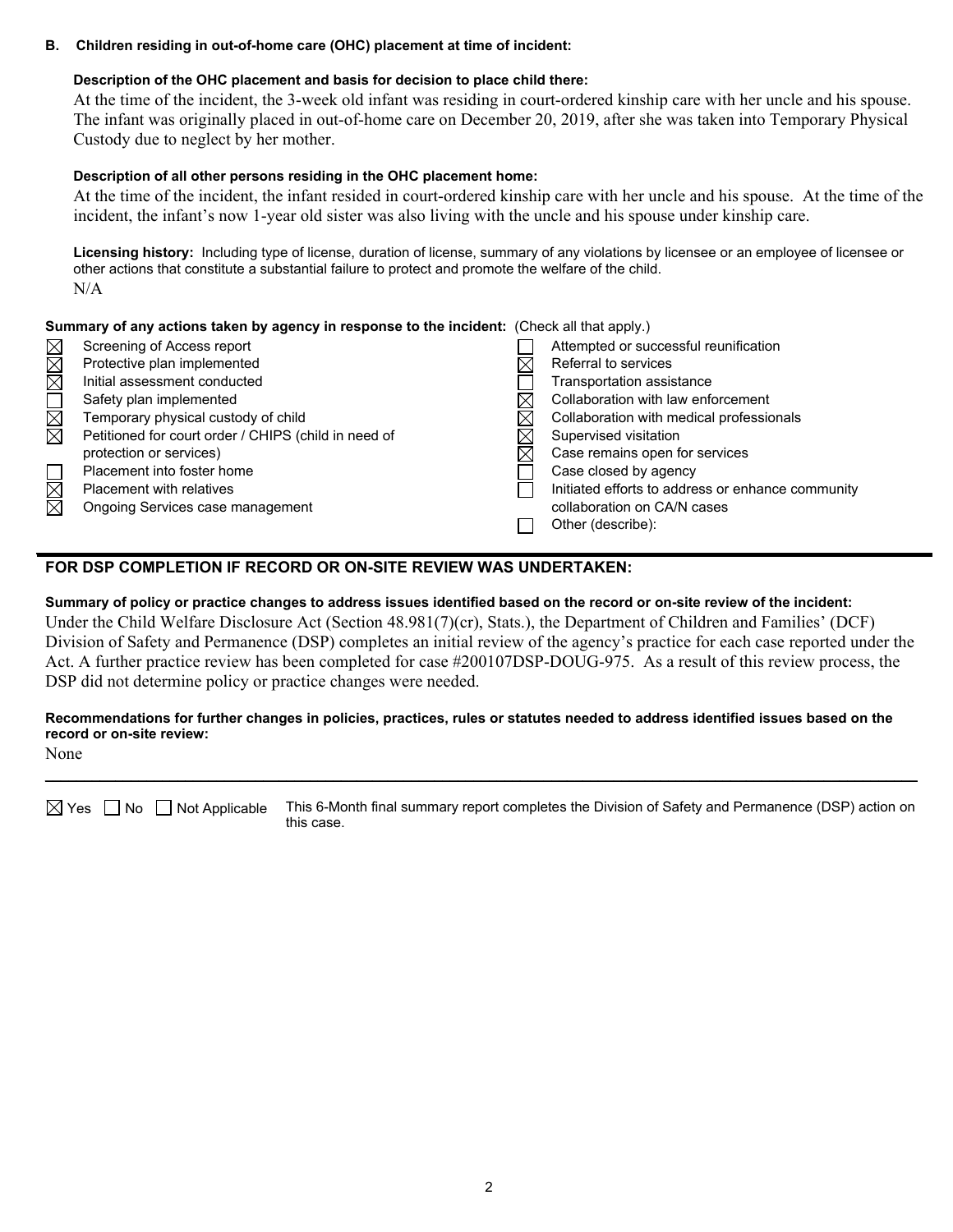**B. Children residing in out-of-home care (OHC) placement at time of incident:**

**Description of the OHC placement and basis for decision to place child there:**

At the time of the incident, the 3-week old infant was residing in court-ordered kinship care with her uncle and his spouse. The infant was originally placed in out-of-home care on December 20, 2019, after she was taken into Temporary Physical Custody due to neglect by her mother.

**Description of all other persons residing in the OHC placement home:**

At the time of the incident, the infant resided in court-ordered kinship care with her uncle and his spouse. At the time of the incident, the infant's now 1-year old sister was also living with the uncle and his spouse under kinship care.

**Licensing history:** Including type of license, duration of license, summary of any violations by licensee or an employee of licensee or other actions that constitute a substantial failure to protect and promote the welfare of the child.

N/A

**Summary of any actions taken by agency in response to the incident:** (Check all that apply.)

| | | | |
|---|---|---|---|
| ☒ | Screening of Access report | ☐ | Attempted or successful reunification |
| ☒ | Protective plan implemented | ☒ | Referral to services |
| ☒ | Initial assessment conducted | ☐ | Transportation assistance |
| ☐ | Safety plan implemented | ☒ | Collaboration with law enforcement |
| ☒ | Temporary physical custody of child | ☒ | Collaboration with medical professionals |
| ☒ | Petitioned for court order / CHIPS (child in need of protection or services) | ☒ | Supervised visitation |
| | | ☒ | Case remains open for services |
| ☐ | Placement into foster home | ☐ | Case closed by agency |
| ☒ | Placement with relatives | ☐ | Initiated efforts to address or enhance community collaboration on CA/N cases |
| ☒ | Ongoing Services case management | ☐ | Other (describe): |

## FOR DSP COMPLETION IF RECORD OR ON-SITE REVIEW WAS UNDERTAKEN:

**Summary of policy or practice changes to address issues identified based on the record or on-site review of the incident:**

Under the Child Welfare Disclosure Act (Section 48.981(7)(cr), Stats.), the Department of Children and Families' (DCF) Division of Safety and Permanence (DSP) completes an initial review of the agency's practice for each case reported under the Act. A further practice review has been completed for case #200107DSP-DOUG-975. As a result of this review process, the DSP did not determine policy or practice changes were needed.

**Recommendations for further changes in policies, practices, rules or statutes needed to address identified issues based on the record or on-site review:**

None

☒ Yes ☐ No ☐ Not Applicable This 6-Month final summary report completes the Division of Safety and Permanence (DSP) action on this case.